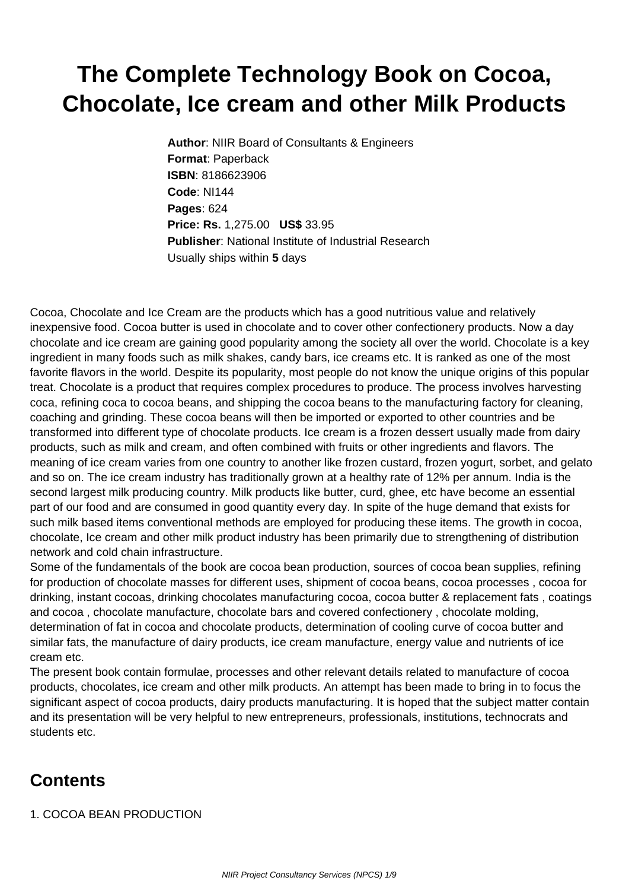# The Complete Technology Book on Cocoa, Chocolate, Ice cream and other Milk Products

**Author**: NIIR Board of Consultants & Engineers
**Format**: Paperback
**ISBN**: 8186623906
**Code**: NI144
**Pages**: 624
**Price: Rs.** 1,275.00 **US$** 33.95
**Publisher**: National Institute of Industrial Research
Usually ships within **5** days

Cocoa, Chocolate and Ice Cream are the products which has a good nutritious value and relatively inexpensive food. Cocoa butter is used in chocolate and to cover other confectionery products. Now a day chocolate and ice cream are gaining good popularity among the society all over the world. Chocolate is a key ingredient in many foods such as milk shakes, candy bars, ice creams etc. It is ranked as one of the most favorite flavors in the world. Despite its popularity, most people do not know the unique origins of this popular treat. Chocolate is a product that requires complex procedures to produce. The process involves harvesting coca, refining coca to cocoa beans, and shipping the cocoa beans to the manufacturing factory for cleaning, coaching and grinding. These cocoa beans will then be imported or exported to other countries and be transformed into different type of chocolate products. Ice cream is a frozen dessert usually made from dairy products, such as milk and cream, and often combined with fruits or other ingredients and flavors. The meaning of ice cream varies from one country to another like frozen custard, frozen yogurt, sorbet, and gelato and so on. The ice cream industry has traditionally grown at a healthy rate of 12% per annum. India is the second largest milk producing country. Milk products like butter, curd, ghee, etc have become an essential part of our food and are consumed in good quantity every day. In spite of the huge demand that exists for such milk based items conventional methods are employed for producing these items. The growth in cocoa, chocolate, Ice cream and other milk product industry has been primarily due to strengthening of distribution network and cold chain infrastructure.
Some of the fundamentals of the book are cocoa bean production, sources of cocoa bean supplies, refining for production of chocolate masses for different uses, shipment of cocoa beans, cocoa processes , cocoa for drinking, instant cocoas, drinking chocolates manufacturing cocoa, cocoa butter & replacement fats , coatings and cocoa , chocolate manufacture, chocolate bars and covered confectionery , chocolate molding, determination of fat in cocoa and chocolate products, determination of cooling curve of cocoa butter and similar fats, the manufacture of dairy products, ice cream manufacture, energy value and nutrients of ice cream etc.
The present book contain formulae, processes and other relevant details related to manufacture of cocoa products, chocolates, ice cream and other milk products. An attempt has been made to bring in to focus the significant aspect of cocoa products, dairy products manufacturing. It is hoped that the subject matter contain and its presentation will be very helpful to new entrepreneurs, professionals, institutions, technocrats and students etc.

## Contents

1. COCOA BEAN PRODUCTION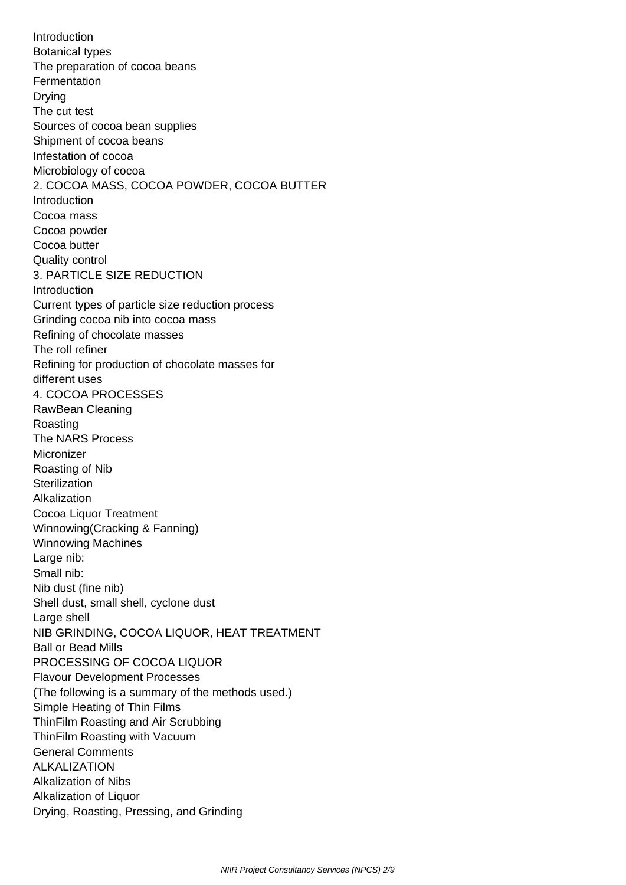Introduction
Botanical types
The preparation of cocoa beans
Fermentation
Drying
The cut test
Sources of cocoa bean supplies
Shipment of cocoa beans
Infestation of cocoa
Microbiology of cocoa

## 2. COCOA MASS, COCOA POWDER, COCOA BUTTER

Introduction
Cocoa mass
Cocoa powder
Cocoa butter
Quality control

## 3. PARTICLE SIZE REDUCTION

Introduction
Current types of particle size reduction process
Grinding cocoa nib into cocoa mass
Refining of chocolate masses
The roll refiner
Refining for production of chocolate masses for different uses

## 4. COCOA PROCESSES

RawBean Cleaning
Roasting
The NARS Process
Micronizer
Roasting of Nib
Sterilization
Alkalization
Cocoa Liquor Treatment
Winnowing(Cracking & Fanning)
Winnowing Machines
Large nib:
Small nib:
Nib dust (fine nib)
Shell dust, small shell, cyclone dust
Large shell

## NIB GRINDING, COCOA LIQUOR, HEAT TREATMENT

Ball or Bead Mills

## PROCESSING OF COCOA LIQUOR

Flavour Development Processes
(The following is a summary of the methods used.)
Simple Heating of Thin Films
ThinFilm Roasting and Air Scrubbing
ThinFilm Roasting with Vacuum
General Comments

## ALKALIZATION

Alkalization of Nibs
Alkalization of Liquor
Drying, Roasting, Pressing, and Grinding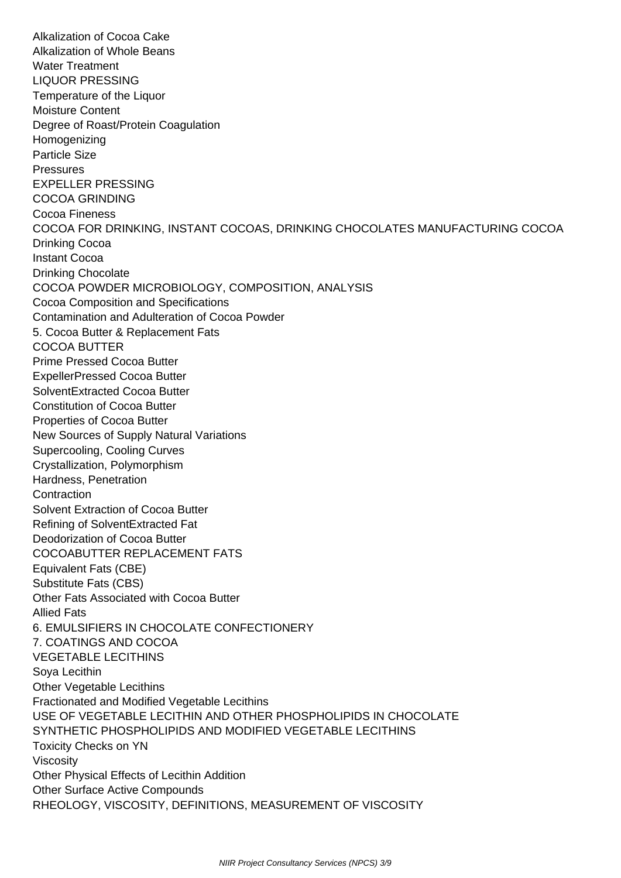Alkalization of Cocoa Cake
Alkalization of Whole Beans
Water Treatment
LIQUOR PRESSING
Temperature of the Liquor
Moisture Content
Degree of Roast/Protein Coagulation
Homogenizing
Particle Size
Pressures
EXPELLER PRESSING
COCOA GRINDING
Cocoa Fineness
COCOA FOR DRINKING, INSTANT COCOAS, DRINKING CHOCOLATES MANUFACTURING COCOA
Drinking Cocoa
Instant Cocoa
Drinking Chocolate
COCOA POWDER MICROBIOLOGY, COMPOSITION, ANALYSIS
Cocoa Composition and Specifications
Contamination and Adulteration of Cocoa Powder
5. Cocoa Butter & Replacement Fats
COCOA BUTTER
Prime Pressed Cocoa Butter
ExpellerPressed Cocoa Butter
SolventExtracted Cocoa Butter
Constitution of Cocoa Butter
Properties of Cocoa Butter
New Sources of Supply Natural Variations
Supercooling, Cooling Curves
Crystallization, Polymorphism
Hardness, Penetration
Contraction
Solvent Extraction of Cocoa Butter
Refining of SolventExtracted Fat
Deodorization of Cocoa Butter
COCOABUTTER REPLACEMENT FATS
Equivalent Fats (CBE)
Substitute Fats (CBS)
Other Fats Associated with Cocoa Butter
Allied Fats
6. EMULSIFIERS IN CHOCOLATE CONFECTIONERY
7. COATINGS AND COCOA
VEGETABLE LECITHINS
Soya Lecithin
Other Vegetable Lecithins
Fractionated and Modified Vegetable Lecithins
USE OF VEGETABLE LECITHIN AND OTHER PHOSPHOLIPIDS IN CHOCOLATE
SYNTHETIC PHOSPHOLIPIDS AND MODIFIED VEGETABLE LECITHINS
Toxicity Checks on YN
Viscosity
Other Physical Effects of Lecithin Addition
Other Surface Active Compounds
RHEOLOGY, VISCOSITY, DEFINITIONS, MEASUREMENT OF VISCOSITY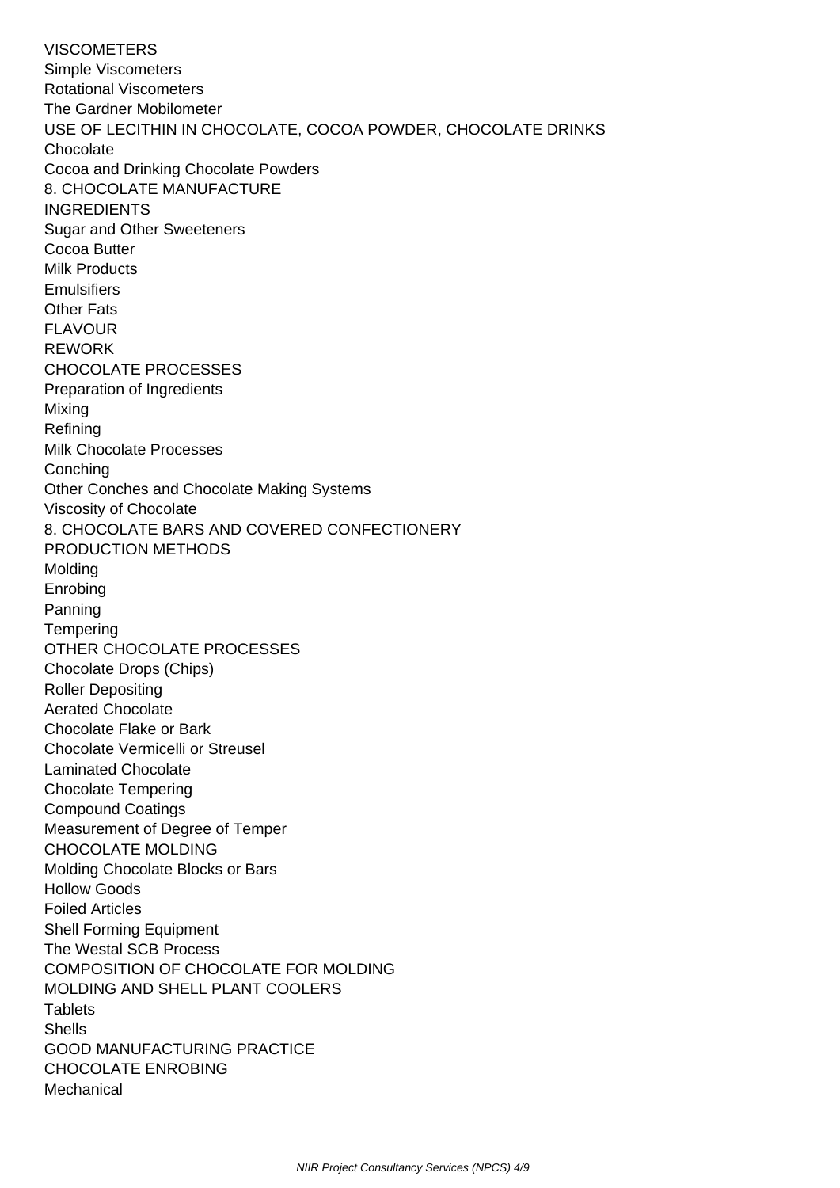VISCOMETERS
Simple Viscometers
Rotational Viscometers
The Gardner Mobilometer
USE OF LECITHIN IN CHOCOLATE, COCOA POWDER, CHOCOLATE DRINKS
Chocolate
Cocoa and Drinking Chocolate Powders
8. CHOCOLATE MANUFACTURE
INGREDIENTS
Sugar and Other Sweeteners
Cocoa Butter
Milk Products
Emulsifiers
Other Fats
FLAVOUR
REWORK
CHOCOLATE PROCESSES
Preparation of Ingredients
Mixing
Refining
Milk Chocolate Processes
Conching
Other Conches and Chocolate Making Systems
Viscosity of Chocolate
8. CHOCOLATE BARS AND COVERED CONFECTIONERY
PRODUCTION METHODS
Molding
Enrobing
Panning
Tempering
OTHER CHOCOLATE PROCESSES
Chocolate Drops (Chips)
Roller Depositing
Aerated Chocolate
Chocolate Flake or Bark
Chocolate Vermicelli or Streusel
Laminated Chocolate
Chocolate Tempering
Compound Coatings
Measurement of Degree of Temper
CHOCOLATE MOLDING
Molding Chocolate Blocks or Bars
Hollow Goods
Foiled Articles
Shell Forming Equipment
The Westal SCB Process
COMPOSITION OF CHOCOLATE FOR MOLDING
MOLDING AND SHELL PLANT COOLERS
Tablets
Shells
GOOD MANUFACTURING PRACTICE
CHOCOLATE ENROBING
Mechanical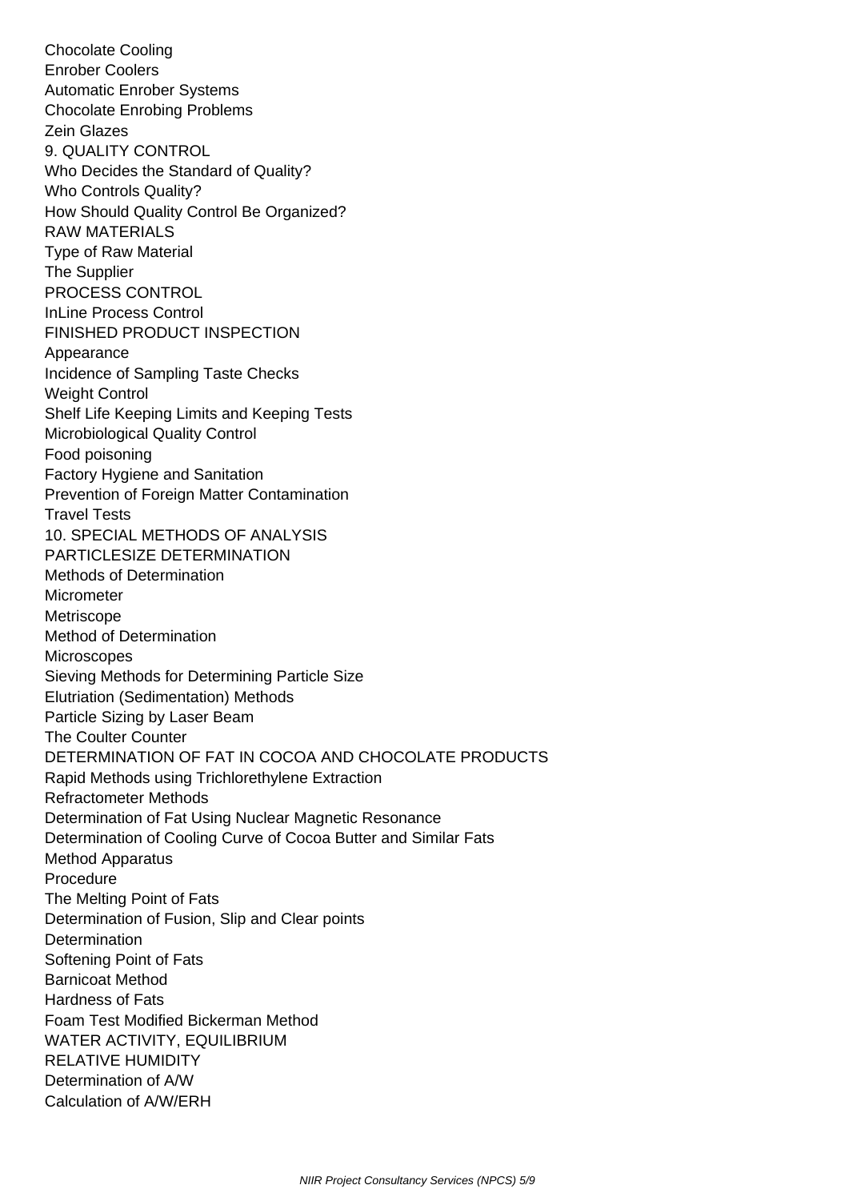Chocolate Cooling
Enrober Coolers
Automatic Enrober Systems
Chocolate Enrobing Problems
Zein Glazes
9. QUALITY CONTROL
Who Decides the Standard of Quality?
Who Controls Quality?
How Should Quality Control Be Organized?
RAW MATERIALS
Type of Raw Material
The Supplier
PROCESS CONTROL
InLine Process Control
FINISHED PRODUCT INSPECTION
Appearance
Incidence of Sampling Taste Checks
Weight Control
Shelf Life Keeping Limits and Keeping Tests
Microbiological Quality Control
Food poisoning
Factory Hygiene and Sanitation
Prevention of Foreign Matter Contamination
Travel Tests
10. SPECIAL METHODS OF ANALYSIS
PARTICLESIZE DETERMINATION
Methods of Determination
Micrometer
Metriscope
Method of Determination
Microscopes
Sieving Methods for Determining Particle Size
Elutriation (Sedimentation) Methods
Particle Sizing by Laser Beam
The Coulter Counter
DETERMINATION OF FAT IN COCOA AND CHOCOLATE PRODUCTS
Rapid Methods using Trichlorethylene Extraction
Refractometer Methods
Determination of Fat Using Nuclear Magnetic Resonance
Determination of Cooling Curve of Cocoa Butter and Similar Fats
Method Apparatus
Procedure
The Melting Point of Fats
Determination of Fusion, Slip and Clear points
Determination
Softening Point of Fats
Barnicoat Method
Hardness of Fats
Foam Test Modified Bickerman Method
WATER ACTIVITY, EQUILIBRIUM
RELATIVE HUMIDITY
Determination of A/W
Calculation of A/W/ERH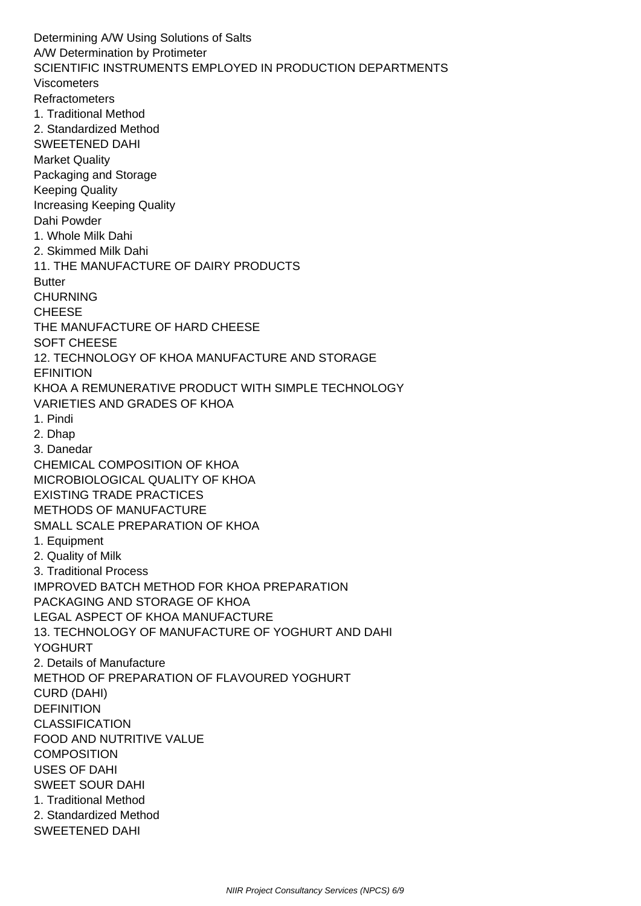Determining A/W Using Solutions of Salts
A/W Determination by Protimeter
SCIENTIFIC INSTRUMENTS EMPLOYED IN PRODUCTION DEPARTMENTS
Viscometers
Refractometers
1. Traditional Method
2. Standardized Method
SWEETENED DAHI
Market Quality
Packaging and Storage
Keeping Quality
Increasing Keeping Quality
Dahi Powder
1. Whole Milk Dahi
2. Skimmed Milk Dahi
11. THE MANUFACTURE OF DAIRY PRODUCTS
Butter
CHURNING
CHEESE
THE MANUFACTURE OF HARD CHEESE
SOFT CHEESE
12. TECHNOLOGY OF KHOA MANUFACTURE AND STORAGE
EFINITION
KHOA A REMUNERATIVE PRODUCT WITH SIMPLE TECHNOLOGY
VARIETIES AND GRADES OF KHOA
1. Pindi
2. Dhap
3. Danedar
CHEMICAL COMPOSITION OF KHOA
MICROBIOLOGICAL QUALITY OF KHOA
EXISTING TRADE PRACTICES
METHODS OF MANUFACTURE
SMALL SCALE PREPARATION OF KHOA
1. Equipment
2. Quality of Milk
3. Traditional Process
IMPROVED BATCH METHOD FOR KHOA PREPARATION
PACKAGING AND STORAGE OF KHOA
LEGAL ASPECT OF KHOA MANUFACTURE
13. TECHNOLOGY OF MANUFACTURE OF YOGHURT AND DAHI
YOGHURT
2. Details of Manufacture
METHOD OF PREPARATION OF FLAVOURED YOGHURT
CURD (DAHI)
DEFINITION
CLASSIFICATION
FOOD AND NUTRITIVE VALUE
COMPOSITION
USES OF DAHI
SWEET SOUR DAHI
1. Traditional Method
2. Standardized Method
SWEETENED DAHI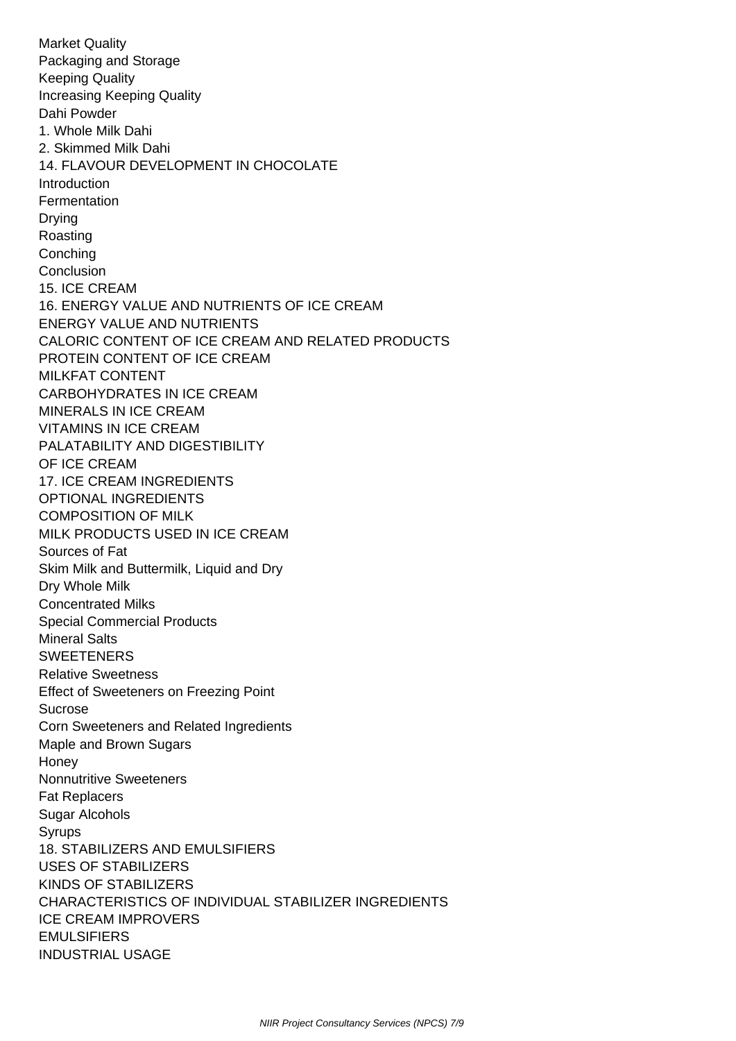Market Quality
Packaging and Storage
Keeping Quality
Increasing Keeping Quality
Dahi Powder
1. Whole Milk Dahi
2. Skimmed Milk Dahi
14. FLAVOUR DEVELOPMENT IN CHOCOLATE
Introduction
Fermentation
Drying
Roasting
Conching
Conclusion
15. ICE CREAM
16. ENERGY VALUE AND NUTRIENTS OF ICE CREAM
ENERGY VALUE AND NUTRIENTS
CALORIC CONTENT OF ICE CREAM AND RELATED PRODUCTS
PROTEIN CONTENT OF ICE CREAM
MILKFAT CONTENT
CARBOHYDRATES IN ICE CREAM
MINERALS IN ICE CREAM
VITAMINS IN ICE CREAM
PALATABILITY AND DIGESTIBILITY
OF ICE CREAM
17. ICE CREAM INGREDIENTS
OPTIONAL INGREDIENTS
COMPOSITION OF MILK
MILK PRODUCTS USED IN ICE CREAM
Sources of Fat
Skim Milk and Buttermilk, Liquid and Dry
Dry Whole Milk
Concentrated Milks
Special Commercial Products
Mineral Salts
SWEETENERS
Relative Sweetness
Effect of Sweeteners on Freezing Point
Sucrose
Corn Sweeteners and Related Ingredients
Maple and Brown Sugars
Honey
Nonnutritive Sweeteners
Fat Replacers
Sugar Alcohols
Syrups
18. STABILIZERS AND EMULSIFIERS
USES OF STABILIZERS
KINDS OF STABILIZERS
CHARACTERISTICS OF INDIVIDUAL STABILIZER INGREDIENTS
ICE CREAM IMPROVERS
EMULSIFIERS
INDUSTRIAL USAGE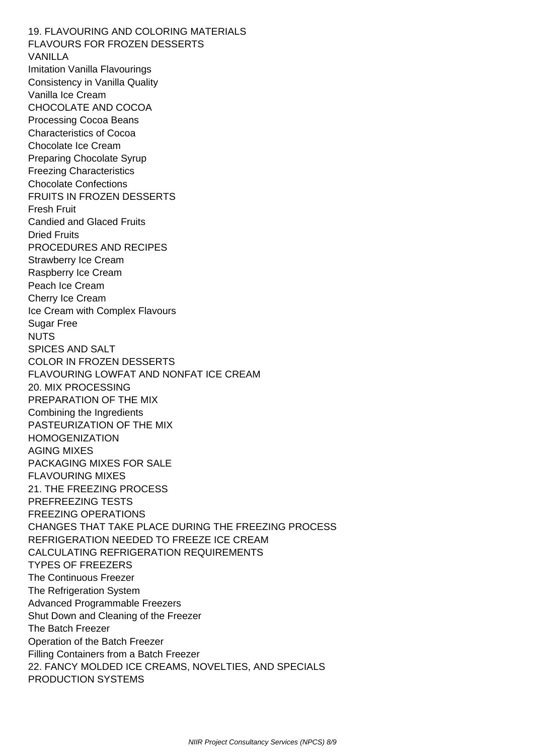19. FLAVOURING AND COLORING MATERIALS
FLAVOURS FOR FROZEN DESSERTS
VANILLA
Imitation Vanilla Flavourings
Consistency in Vanilla Quality
Vanilla Ice Cream
CHOCOLATE AND COCOA
Processing Cocoa Beans
Characteristics of Cocoa
Chocolate Ice Cream
Preparing Chocolate Syrup
Freezing Characteristics
Chocolate Confections
FRUITS IN FROZEN DESSERTS
Fresh Fruit
Candied and Glaced Fruits
Dried Fruits
PROCEDURES AND RECIPES
Strawberry Ice Cream
Raspberry Ice Cream
Peach Ice Cream
Cherry Ice Cream
Ice Cream with Complex Flavours
Sugar Free
NUTS
SPICES AND SALT
COLOR IN FROZEN DESSERTS
FLAVOURING LOWFAT AND NONFAT ICE CREAM
20. MIX PROCESSING
PREPARATION OF THE MIX
Combining the Ingredients
PASTEURIZATION OF THE MIX
HOMOGENIZATION
AGING MIXES
PACKAGING MIXES FOR SALE
FLAVOURING MIXES
21. THE FREEZING PROCESS
PREFREEZING TESTS
FREEZING OPERATIONS
CHANGES THAT TAKE PLACE DURING THE FREEZING PROCESS
REFRIGERATION NEEDED TO FREEZE ICE CREAM
CALCULATING REFRIGERATION REQUIREMENTS
TYPES OF FREEZERS
The Continuous Freezer
The Refrigeration System
Advanced Programmable Freezers
Shut Down and Cleaning of the Freezer
The Batch Freezer
Operation of the Batch Freezer
Filling Containers from a Batch Freezer
22. FANCY MOLDED ICE CREAMS, NOVELTIES, AND SPECIALS
PRODUCTION SYSTEMS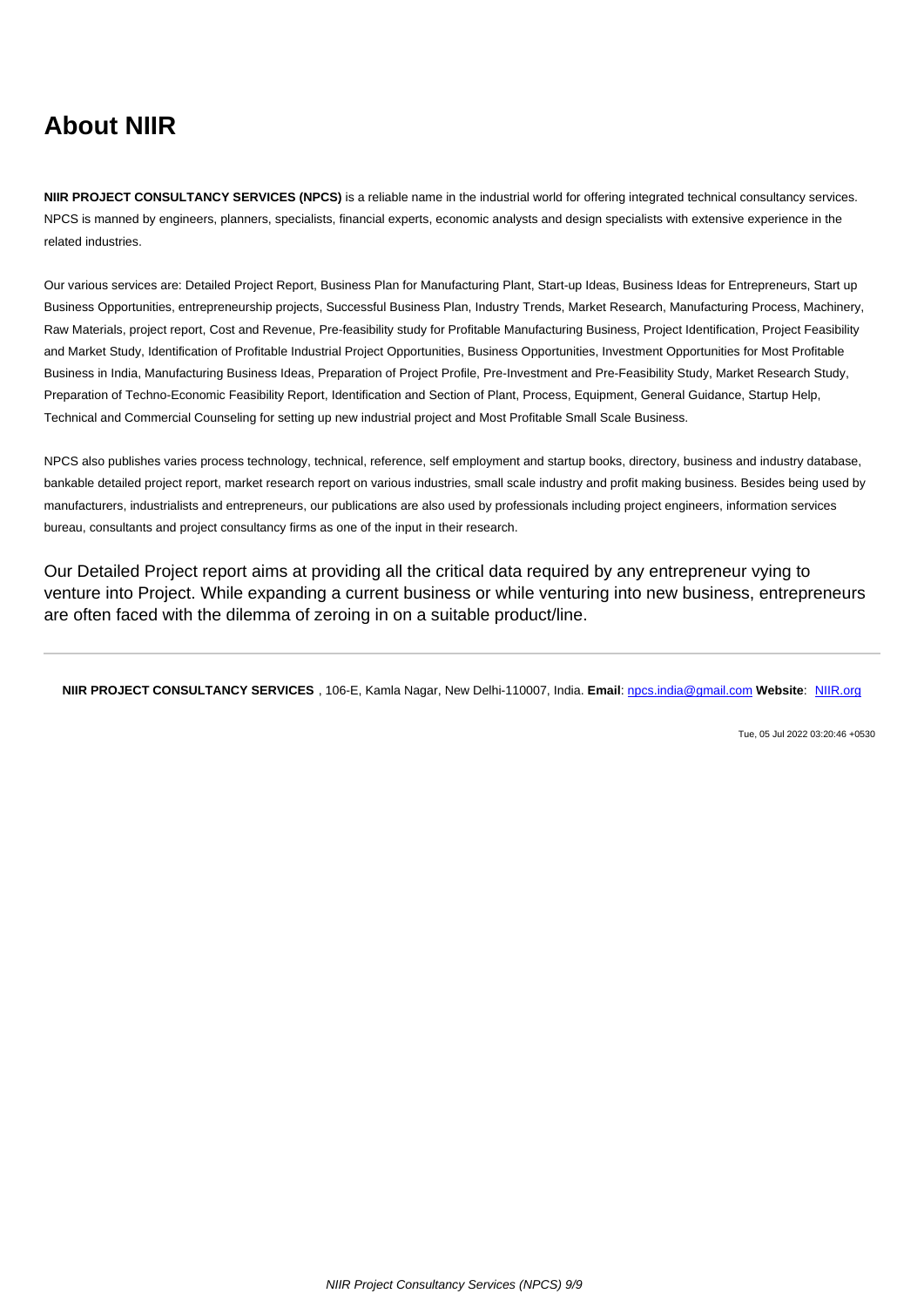# About NIIR

**NIIR PROJECT CONSULTANCY SERVICES (NPCS)** is a reliable name in the industrial world for offering integrated technical consultancy services. NPCS is manned by engineers, planners, specialists, financial experts, economic analysts and design specialists with extensive experience in the related industries.

Our various services are: Detailed Project Report, Business Plan for Manufacturing Plant, Start-up Ideas, Business Ideas for Entrepreneurs, Start up Business Opportunities, entrepreneurship projects, Successful Business Plan, Industry Trends, Market Research, Manufacturing Process, Machinery, Raw Materials, project report, Cost and Revenue, Pre-feasibility study for Profitable Manufacturing Business, Project Identification, Project Feasibility and Market Study, Identification of Profitable Industrial Project Opportunities, Business Opportunities, Investment Opportunities for Most Profitable Business in India, Manufacturing Business Ideas, Preparation of Project Profile, Pre-Investment and Pre-Feasibility Study, Market Research Study, Preparation of Techno-Economic Feasibility Report, Identification and Section of Plant, Process, Equipment, General Guidance, Startup Help, Technical and Commercial Counseling for setting up new industrial project and Most Profitable Small Scale Business.

NPCS also publishes varies process technology, technical, reference, self employment and startup books, directory, business and industry database, bankable detailed project report, market research report on various industries, small scale industry and profit making business. Besides being used by manufacturers, industrialists and entrepreneurs, our publications are also used by professionals including project engineers, information services bureau, consultants and project consultancy firms as one of the input in their research.

Our Detailed Project report aims at providing all the critical data required by any entrepreneur vying to venture into Project. While expanding a current business or while venturing into new business, entrepreneurs are often faced with the dilemma of zeroing in on a suitable product/line.

---

**NIIR PROJECT CONSULTANCY SERVICES** , 106-E, Kamla Nagar, New Delhi-110007, India. **Email**: npcs.india@gmail.com **Website**: NIIR.org

Tue, 05 Jul 2022 03:20:46 +0530